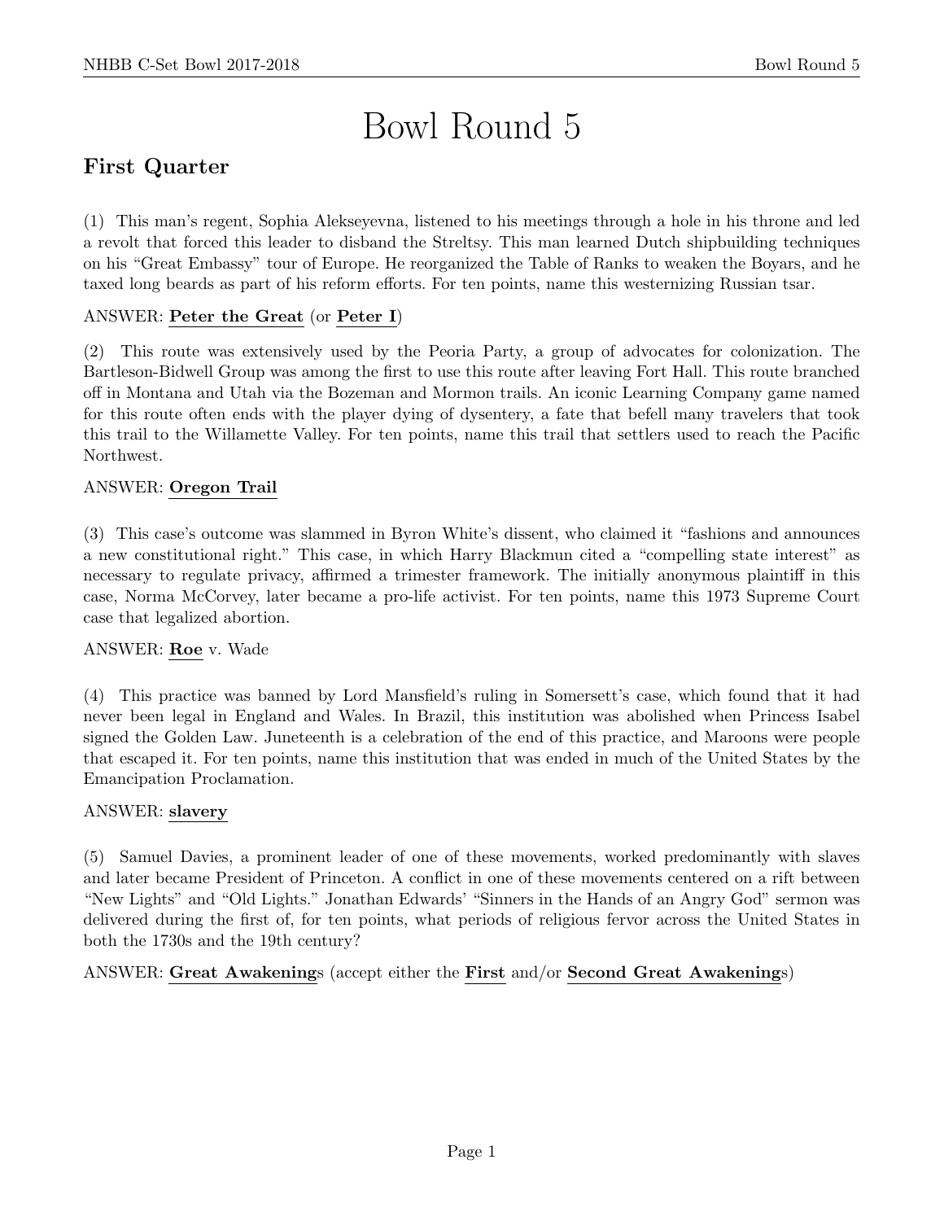# Bowl Round 5

## First Quarter

(1) This man's regent, Sophia Alekseyevna, listened to his meetings through a hole in his throne and led a revolt that forced this leader to disband the Streltsy. This man learned Dutch shipbuilding techniques on his "Great Embassy" tour of Europe. He reorganized the Table of Ranks to weaken the Boyars, and he taxed long beards as part of his reform efforts. For ten points, name this westernizing Russian tsar.

ANSWER: **Peter the Great** (or **Peter I**)

(2) This route was extensively used by the Peoria Party, a group of advocates for colonization. The Bartleson-Bidwell Group was among the first to use this route after leaving Fort Hall. This route branched off in Montana and Utah via the Bozeman and Mormon trails. An iconic Learning Company game named for this route often ends with the player dying of dysentery, a fate that befell many travelers that took this trail to the Willamette Valley. For ten points, name this trail that settlers used to reach the Pacific Northwest.

ANSWER: **Oregon Trail**

(3) This case's outcome was slammed in Byron White's dissent, who claimed it "fashions and announces a new constitutional right." This case, in which Harry Blackmun cited a "compelling state interest" as necessary to regulate privacy, affirmed a trimester framework. The initially anonymous plaintiff in this case, Norma McCorvey, later became a pro-life activist. For ten points, name this 1973 Supreme Court case that legalized abortion.

ANSWER: **Roe** v. Wade

(4) This practice was banned by Lord Mansfield's ruling in Somersett's case, which found that it had never been legal in England and Wales. In Brazil, this institution was abolished when Princess Isabel signed the Golden Law. Juneteenth is a celebration of the end of this practice, and Maroons were people that escaped it. For ten points, name this institution that was ended in much of the United States by the Emancipation Proclamation.

ANSWER: **slavery**

(5) Samuel Davies, a prominent leader of one of these movements, worked predominantly with slaves and later became President of Princeton. A conflict in one of these movements centered on a rift between "New Lights" and "Old Lights." Jonathan Edwards' "Sinners in the Hands of an Angry God" sermon was delivered during the first of, for ten points, what periods of religious fervor across the United States in both the 1730s and the 19th century?

ANSWER: **Great Awakening**s (accept either the **First** and/or **Second Great Awakening**s)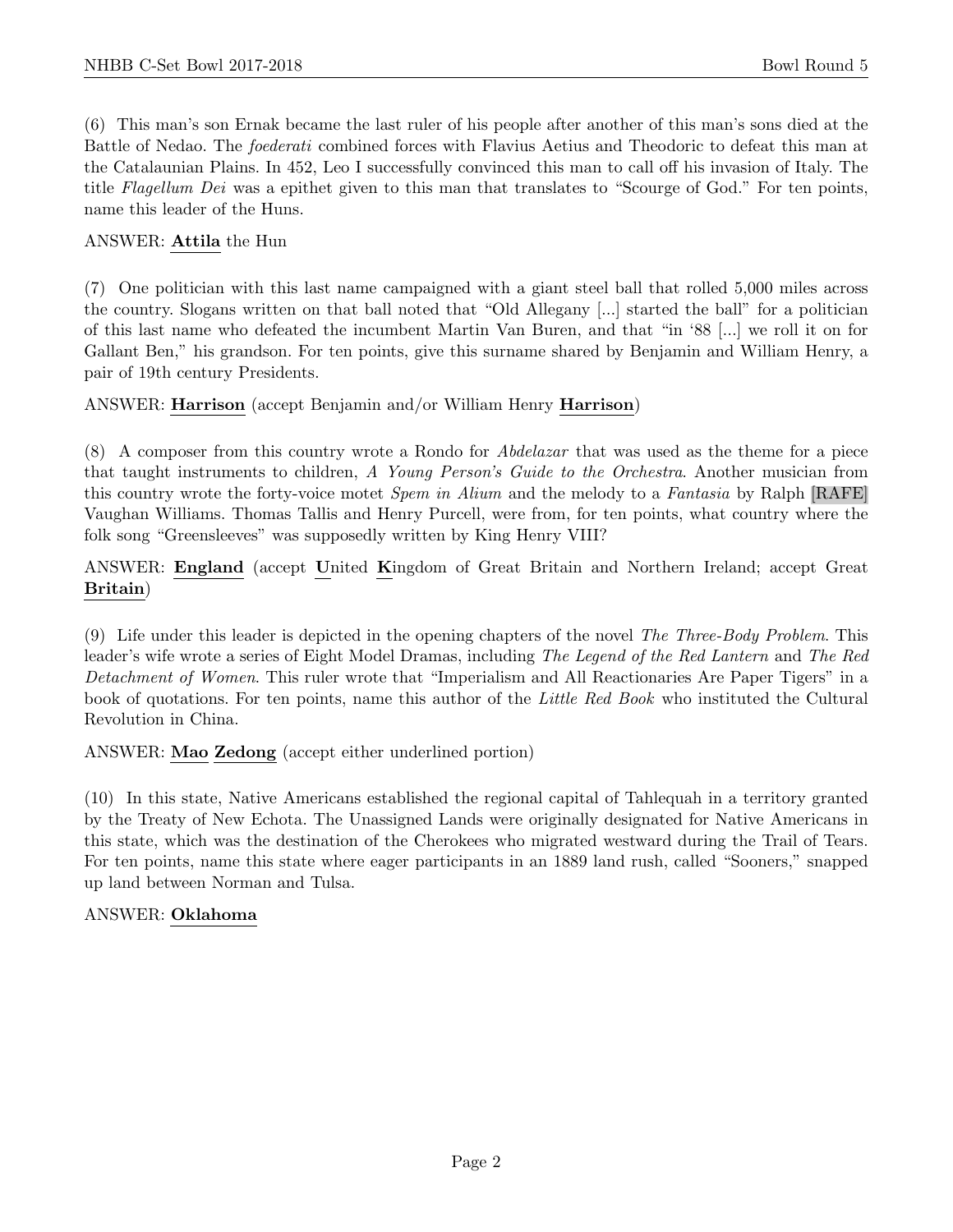(6) This man's son Ernak became the last ruler of his people after another of this man's sons died at the Battle of Nedao. The *foederati* combined forces with Flavius Aetius and Theodoric to defeat this man at the Catalaunian Plains. In 452, Leo I successfully convinced this man to call off his invasion of Italy. The title *Flagellum Dei* was a epithet given to this man that translates to "Scourge of God." For ten points, name this leader of the Huns.

ANSWER: **Attila** the Hun

(7) One politician with this last name campaigned with a giant steel ball that rolled 5,000 miles across the country. Slogans written on that ball noted that "Old Allegany [...] started the ball" for a politician of this last name who defeated the incumbent Martin Van Buren, and that "in '88 [...] we roll it on for Gallant Ben," his grandson. For ten points, give this surname shared by Benjamin and William Henry, a pair of 19th century Presidents.

ANSWER: **Harrison** (accept Benjamin and/or William Henry **Harrison**)

(8) A composer from this country wrote a Rondo for *Abdelazar* that was used as the theme for a piece that taught instruments to children, *A Young Person's Guide to the Orchestra*. Another musician from this country wrote the forty-voice motet *Spem in Alium* and the melody to a *Fantasia* by Ralph [RAFE] Vaughan Williams. Thomas Tallis and Henry Purcell, were from, for ten points, what country where the folk song "Greensleeves" was supposedly written by King Henry VIII?

ANSWER: **England** (accept **U**nited **K**ingdom of Great Britain and Northern Ireland; accept Great **Britain**)

(9) Life under this leader is depicted in the opening chapters of the novel *The Three-Body Problem*. This leader's wife wrote a series of Eight Model Dramas, including *The Legend of the Red Lantern* and *The Red Detachment of Women*. This ruler wrote that "Imperialism and All Reactionaries Are Paper Tigers" in a book of quotations. For ten points, name this author of the *Little Red Book* who instituted the Cultural Revolution in China.

ANSWER: **Mao** **Zedong** (accept either underlined portion)

(10) In this state, Native Americans established the regional capital of Tahlequah in a territory granted by the Treaty of New Echota. The Unassigned Lands were originally designated for Native Americans in this state, which was the destination of the Cherokees who migrated westward during the Trail of Tears. For ten points, name this state where eager participants in an 1889 land rush, called "Sooners," snapped up land between Norman and Tulsa.

ANSWER: **Oklahoma**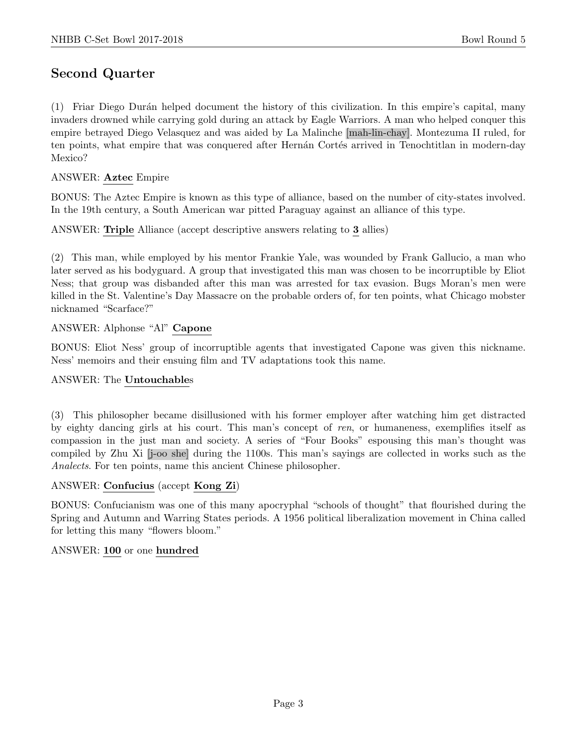## Second Quarter

(1) Friar Diego Durán helped document the history of this civilization. In this empire's capital, many invaders drowned while carrying gold during an attack by Eagle Warriors. A man who helped conquer this empire betrayed Diego Velasquez and was aided by La Malinche [mah-lin-chay]. Montezuma II ruled, for ten points, what empire that was conquered after Hernán Cortés arrived in Tenochtitlan in modern-day Mexico?

ANSWER: **Aztec** Empire

BONUS: The Aztec Empire is known as this type of alliance, based on the number of city-states involved. In the 19th century, a South American war pitted Paraguay against an alliance of this type.

ANSWER: **Triple** Alliance (accept descriptive answers relating to **3** allies)

(2) This man, while employed by his mentor Frankie Yale, was wounded by Frank Gallucio, a man who later served as his bodyguard. A group that investigated this man was chosen to be incorruptible by Eliot Ness; that group was disbanded after this man was arrested for tax evasion. Bugs Moran's men were killed in the St. Valentine's Day Massacre on the probable orders of, for ten points, what Chicago mobster nicknamed "Scarface?"

ANSWER: Alphonse "Al" **Capone**

BONUS: Eliot Ness' group of incorruptible agents that investigated Capone was given this nickname. Ness' memoirs and their ensuing film and TV adaptations took this name.

ANSWER: The **Untouchable**s

(3) This philosopher became disillusioned with his former employer after watching him get distracted by eighty dancing girls at his court. This man's concept of *ren*, or humaneness, exemplifies itself as compassion in the just man and society. A series of "Four Books" espousing this man's thought was compiled by Zhu Xi [j-oo she] during the 1100s. This man's sayings are collected in works such as the *Analects*. For ten points, name this ancient Chinese philosopher.

ANSWER: **Confucius** (accept **Kong Zi**)

BONUS: Confucianism was one of this many apocryphal "schools of thought" that flourished during the Spring and Autumn and Warring States periods. A 1956 political liberalization movement in China called for letting this many "flowers bloom."

ANSWER: **100** or one **hundred**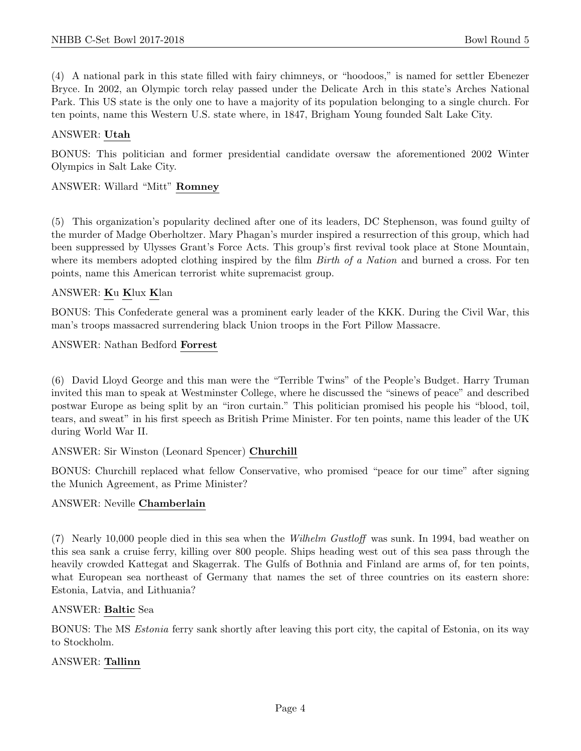(4) A national park in this state filled with fairy chimneys, or "hoodoos," is named for settler Ebenezer Bryce. In 2002, an Olympic torch relay passed under the Delicate Arch in this state's Arches National Park. This US state is the only one to have a majority of its population belonging to a single church. For ten points, name this Western U.S. state where, in 1847, Brigham Young founded Salt Lake City.

ANSWER: **Utah**

BONUS: This politician and former presidential candidate oversaw the aforementioned 2002 Winter Olympics in Salt Lake City.

ANSWER: Willard "Mitt" **Romney**

(5) This organization's popularity declined after one of its leaders, DC Stephenson, was found guilty of the murder of Madge Oberholtzer. Mary Phagan's murder inspired a resurrection of this group, which had been suppressed by Ulysses Grant's Force Acts. This group's first revival took place at Stone Mountain, where its members adopted clothing inspired by the film *Birth of a Nation* and burned a cross. For ten points, name this American terrorist white supremacist group.

ANSWER: **K**u **K**lux **K**lan

BONUS: This Confederate general was a prominent early leader of the KKK. During the Civil War, this man's troops massacred surrendering black Union troops in the Fort Pillow Massacre.

ANSWER: Nathan Bedford **Forrest**

(6) David Lloyd George and this man were the "Terrible Twins" of the People's Budget. Harry Truman invited this man to speak at Westminster College, where he discussed the "sinews of peace" and described postwar Europe as being split by an "iron curtain." This politician promised his people his "blood, toil, tears, and sweat" in his first speech as British Prime Minister. For ten points, name this leader of the UK during World War II.

ANSWER: Sir Winston (Leonard Spencer) **Churchill**

BONUS: Churchill replaced what fellow Conservative, who promised "peace for our time" after signing the Munich Agreement, as Prime Minister?

ANSWER: Neville **Chamberlain**

(7) Nearly 10,000 people died in this sea when the *Wilhelm Gustloff* was sunk. In 1994, bad weather on this sea sank a cruise ferry, killing over 800 people. Ships heading west out of this sea pass through the heavily crowded Kattegat and Skagerrak. The Gulfs of Bothnia and Finland are arms of, for ten points, what European sea northeast of Germany that names the set of three countries on its eastern shore: Estonia, Latvia, and Lithuania?

ANSWER: **Baltic** Sea

BONUS: The MS *Estonia* ferry sank shortly after leaving this port city, the capital of Estonia, on its way to Stockholm.

ANSWER: **Tallinn**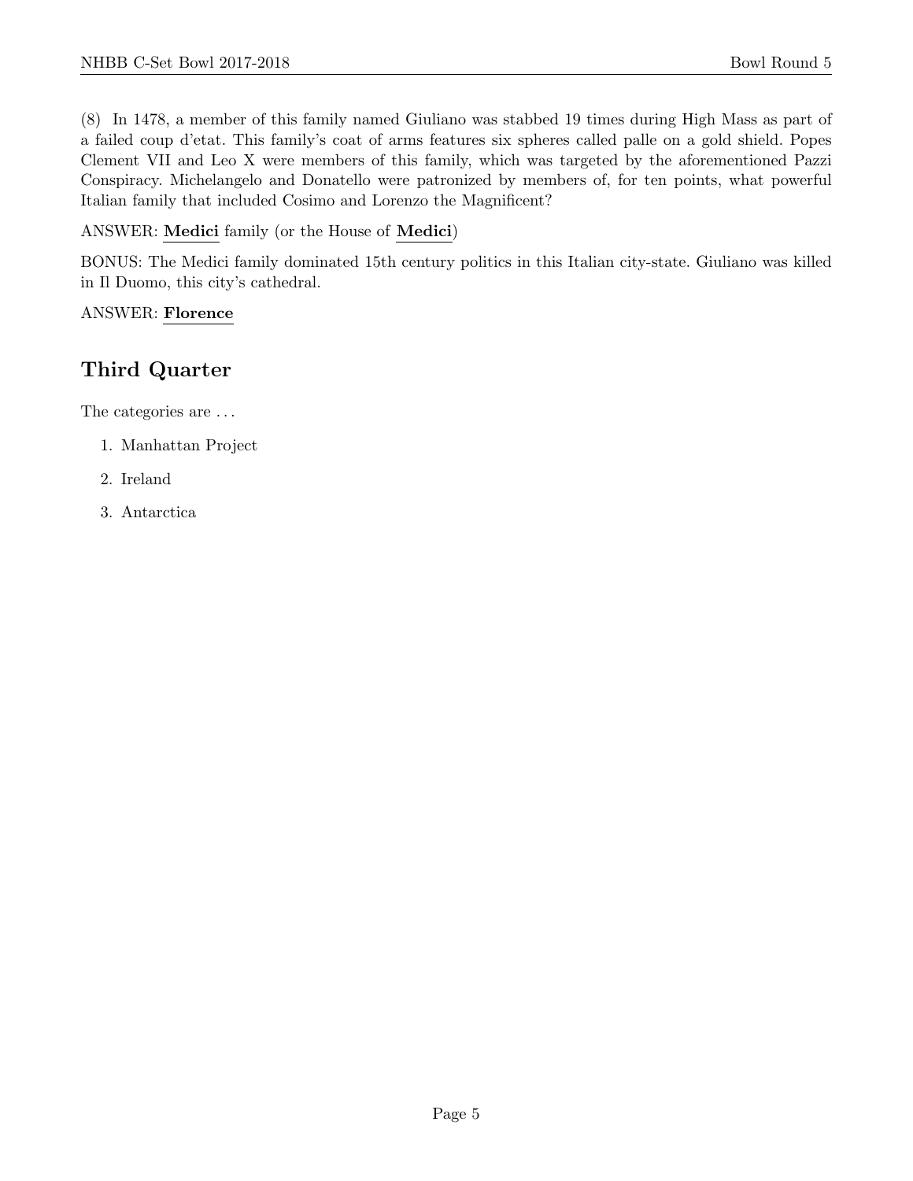(8) In 1478, a member of this family named Giuliano was stabbed 19 times during High Mass as part of a failed coup d'etat. This family's coat of arms features six spheres called palle on a gold shield. Popes Clement VII and Leo X were members of this family, which was targeted by the aforementioned Pazzi Conspiracy. Michelangelo and Donatello were patronized by members of, for ten points, what powerful Italian family that included Cosimo and Lorenzo the Magnificent?

ANSWER: **Medici** family (or the House of **Medici**)

BONUS: The Medici family dominated 15th century politics in this Italian city-state. Giuliano was killed in Il Duomo, this city's cathedral.

ANSWER: **Florence**

## Third Quarter

The categories are ...

1. Manhattan Project
2. Ireland
3. Antarctica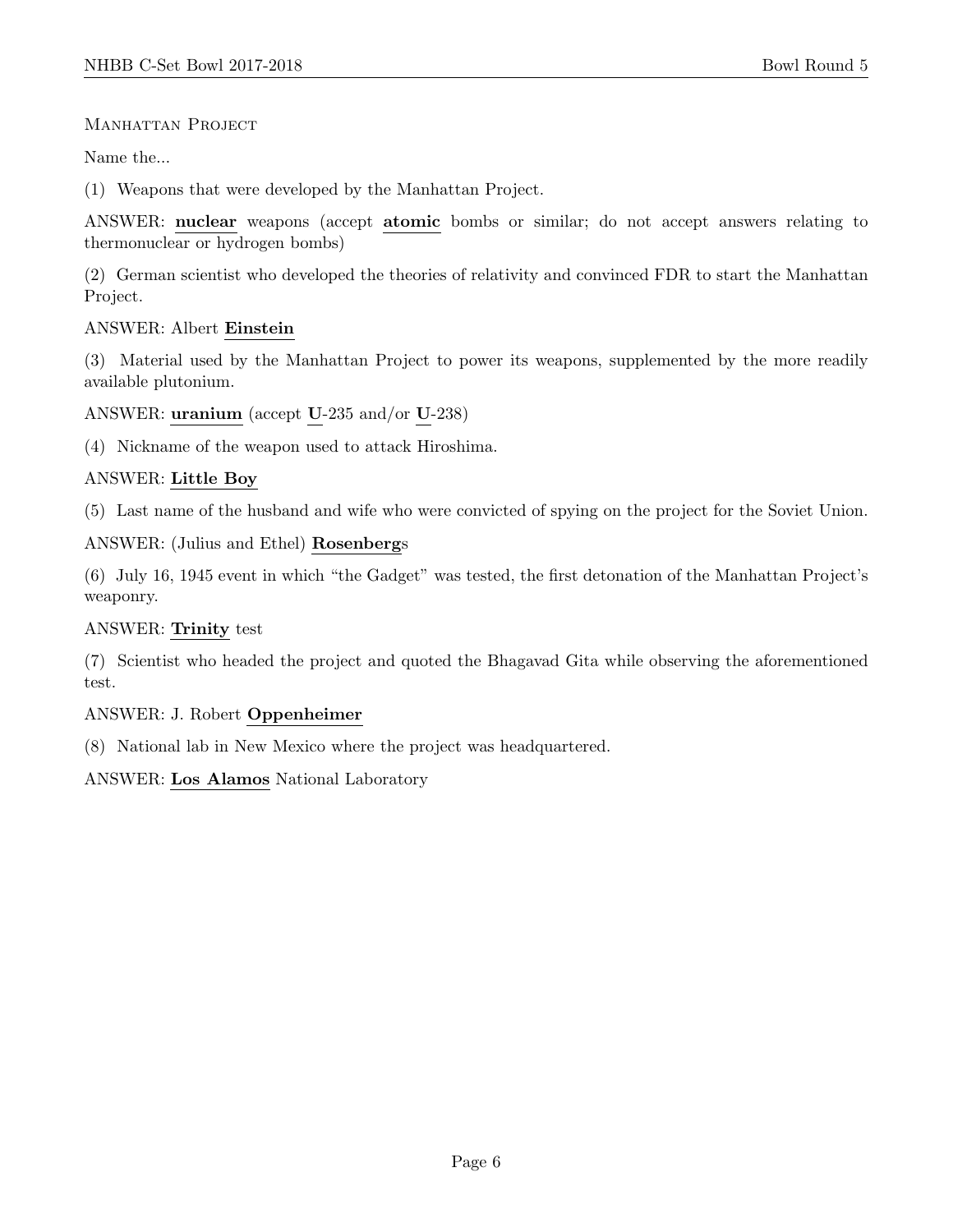## Manhattan Project

Name the...

(1) Weapons that were developed by the Manhattan Project.

ANSWER: **nuclear** weapons (accept **atomic** bombs or similar; do not accept answers relating to thermonuclear or hydrogen bombs)

(2) German scientist who developed the theories of relativity and convinced FDR to start the Manhattan Project.

ANSWER: Albert **Einstein**

(3) Material used by the Manhattan Project to power its weapons, supplemented by the more readily available plutonium.

ANSWER: **uranium** (accept **U**-235 and/or **U**-238)

(4) Nickname of the weapon used to attack Hiroshima.

ANSWER: **Little Boy**

(5) Last name of the husband and wife who were convicted of spying on the project for the Soviet Union.

ANSWER: (Julius and Ethel) **Rosenberg**s

(6) July 16, 1945 event in which "the Gadget" was tested, the first detonation of the Manhattan Project's weaponry.

ANSWER: **Trinity** test

(7) Scientist who headed the project and quoted the Bhagavad Gita while observing the aforementioned test.

ANSWER: J. Robert **Oppenheimer**

(8) National lab in New Mexico where the project was headquartered.

ANSWER: **Los Alamos** National Laboratory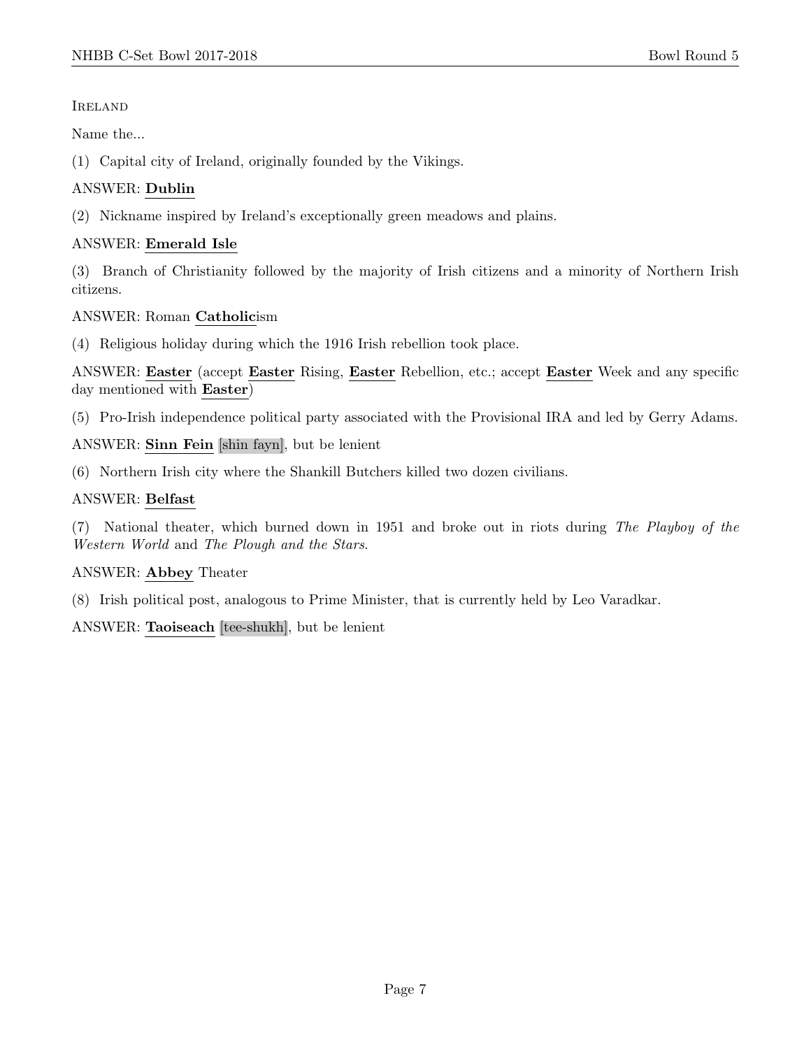Ireland

Name the...

(1) Capital city of Ireland, originally founded by the Vikings.

ANSWER: **Dublin**

(2) Nickname inspired by Ireland's exceptionally green meadows and plains.

ANSWER: **Emerald Isle**

(3) Branch of Christianity followed by the majority of Irish citizens and a minority of Northern Irish citizens.

ANSWER: Roman **Catholic**ism

(4) Religious holiday during which the 1916 Irish rebellion took place.

ANSWER: **Easter** (accept **Easter** Rising, **Easter** Rebellion, etc.; accept **Easter** Week and any specific day mentioned with **Easter**)

(5) Pro-Irish independence political party associated with the Provisional IRA and led by Gerry Adams.

ANSWER: **Sinn Fein** [shin fayn], but be lenient

(6) Northern Irish city where the Shankill Butchers killed two dozen civilians.

ANSWER: **Belfast**

(7) National theater, which burned down in 1951 and broke out in riots during *The Playboy of the Western World* and *The Plough and the Stars*.

ANSWER: **Abbey** Theater

(8) Irish political post, analogous to Prime Minister, that is currently held by Leo Varadkar.

ANSWER: **Taoiseach** [tee-shukh], but be lenient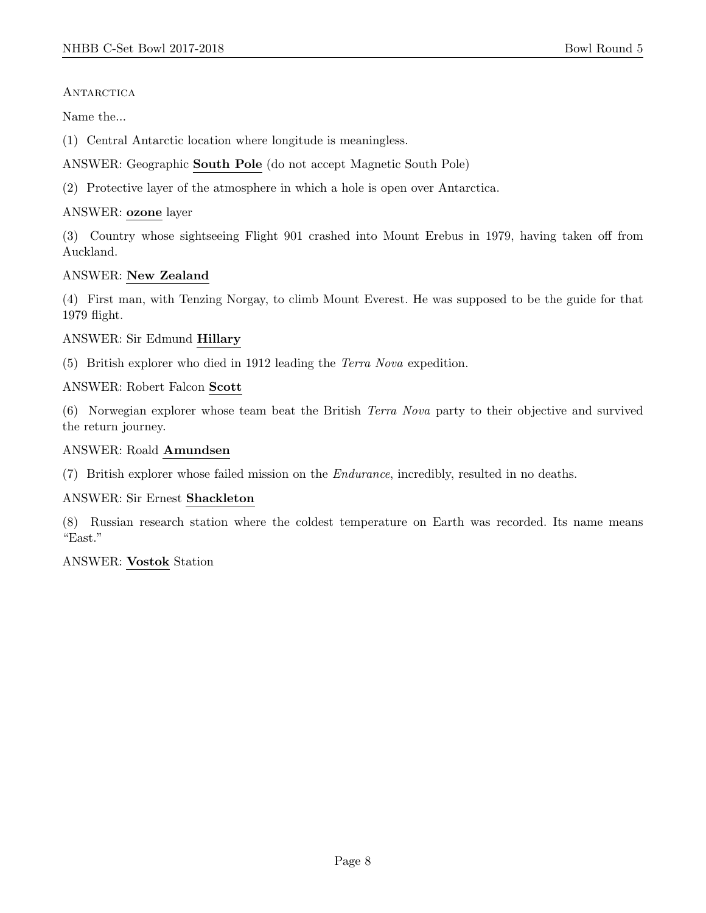Antarctica

Name the...

(1) Central Antarctic location where longitude is meaningless.

ANSWER: Geographic **South Pole** (do not accept Magnetic South Pole)

(2) Protective layer of the atmosphere in which a hole is open over Antarctica.

ANSWER: **ozone** layer

(3) Country whose sightseeing Flight 901 crashed into Mount Erebus in 1979, having taken off from Auckland.

ANSWER: **New Zealand**

(4) First man, with Tenzing Norgay, to climb Mount Everest. He was supposed to be the guide for that 1979 flight.

ANSWER: Sir Edmund **Hillary**

(5) British explorer who died in 1912 leading the *Terra Nova* expedition.

ANSWER: Robert Falcon **Scott**

(6) Norwegian explorer whose team beat the British *Terra Nova* party to their objective and survived the return journey.

ANSWER: Roald **Amundsen**

(7) British explorer whose failed mission on the *Endurance*, incredibly, resulted in no deaths.

ANSWER: Sir Ernest **Shackleton**

(8) Russian research station where the coldest temperature on Earth was recorded. Its name means "East."

ANSWER: **Vostok** Station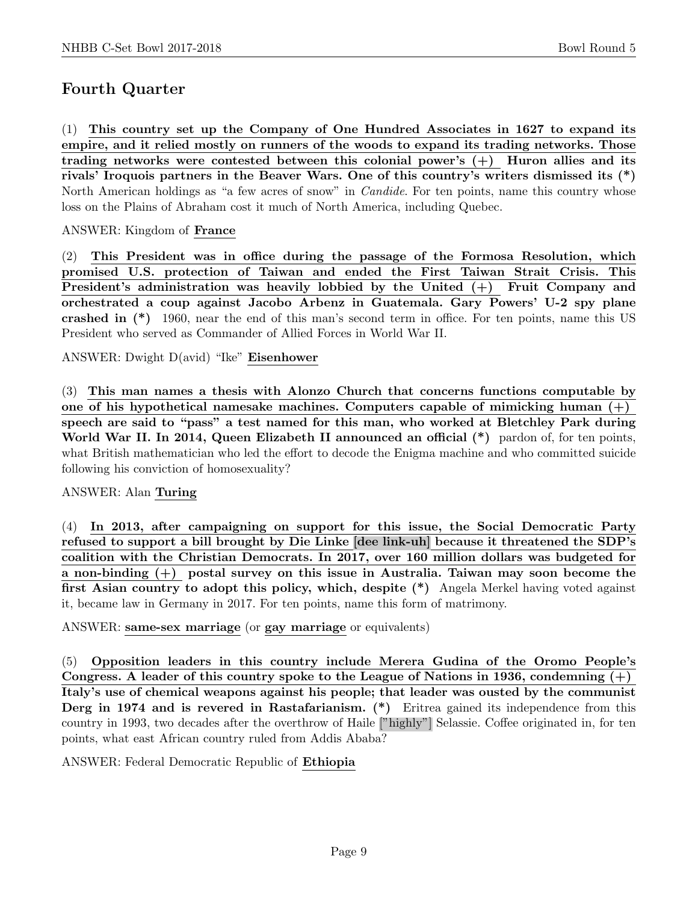## Fourth Quarter

(1) **This country set up the Company of One Hundred Associates in 1627 to expand its empire, and it relied mostly on runners of the woods to expand its trading networks. Those trading networks were contested between this colonial power's (+) Huron allies and its rivals' Iroquois partners in the Beaver Wars. One of this country's writers dismissed its (\*)** North American holdings as "a few acres of snow" in *Candide*. For ten points, name this country whose loss on the Plains of Abraham cost it much of North America, including Quebec.

ANSWER: Kingdom of **France**

(2) **This President was in office during the passage of the Formosa Resolution, which promised U.S. protection of Taiwan and ended the First Taiwan Strait Crisis. This President's administration was heavily lobbied by the United (+) Fruit Company and orchestrated a coup against Jacobo Arbenz in Guatemala. Gary Powers' U-2 spy plane crashed in (\*)** 1960, near the end of this man's second term in office. For ten points, name this US President who served as Commander of Allied Forces in World War II.

ANSWER: Dwight D(avid) "Ike" **Eisenhower**

(3) **This man names a thesis with Alonzo Church that concerns functions computable by one of his hypothetical namesake machines. Computers capable of mimicking human (+) speech are said to "pass" a test named for this man, who worked at Bletchley Park during World War II. In 2014, Queen Elizabeth II announced an official (\*)** pardon of, for ten points, what British mathematician who led the effort to decode the Enigma machine and who committed suicide following his conviction of homosexuality?

ANSWER: Alan **Turing**

(4) **In 2013, after campaigning on support for this issue, the Social Democratic Party refused to support a bill brought by Die Linke [dee link-uh] because it threatened the SDP's coalition with the Christian Democrats. In 2017, over 160 million dollars was budgeted for a non-binding (+) postal survey on this issue in Australia. Taiwan may soon become the first Asian country to adopt this policy, which, despite (\*)** Angela Merkel having voted against it, became law in Germany in 2017. For ten points, name this form of matrimony.

ANSWER: **same-sex marriage** (or **gay marriage** or equivalents)

(5) **Opposition leaders in this country include Merera Gudina of the Oromo People's Congress. A leader of this country spoke to the League of Nations in 1936, condemning (+) Italy's use of chemical weapons against his people; that leader was ousted by the communist Derg in 1974 and is revered in Rastafarianism. (\*)** Eritrea gained its independence from this country in 1993, two decades after the overthrow of Haile ["highly"] Selassie. Coffee originated in, for ten points, what east African country ruled from Addis Ababa?

ANSWER: Federal Democratic Republic of **Ethiopia**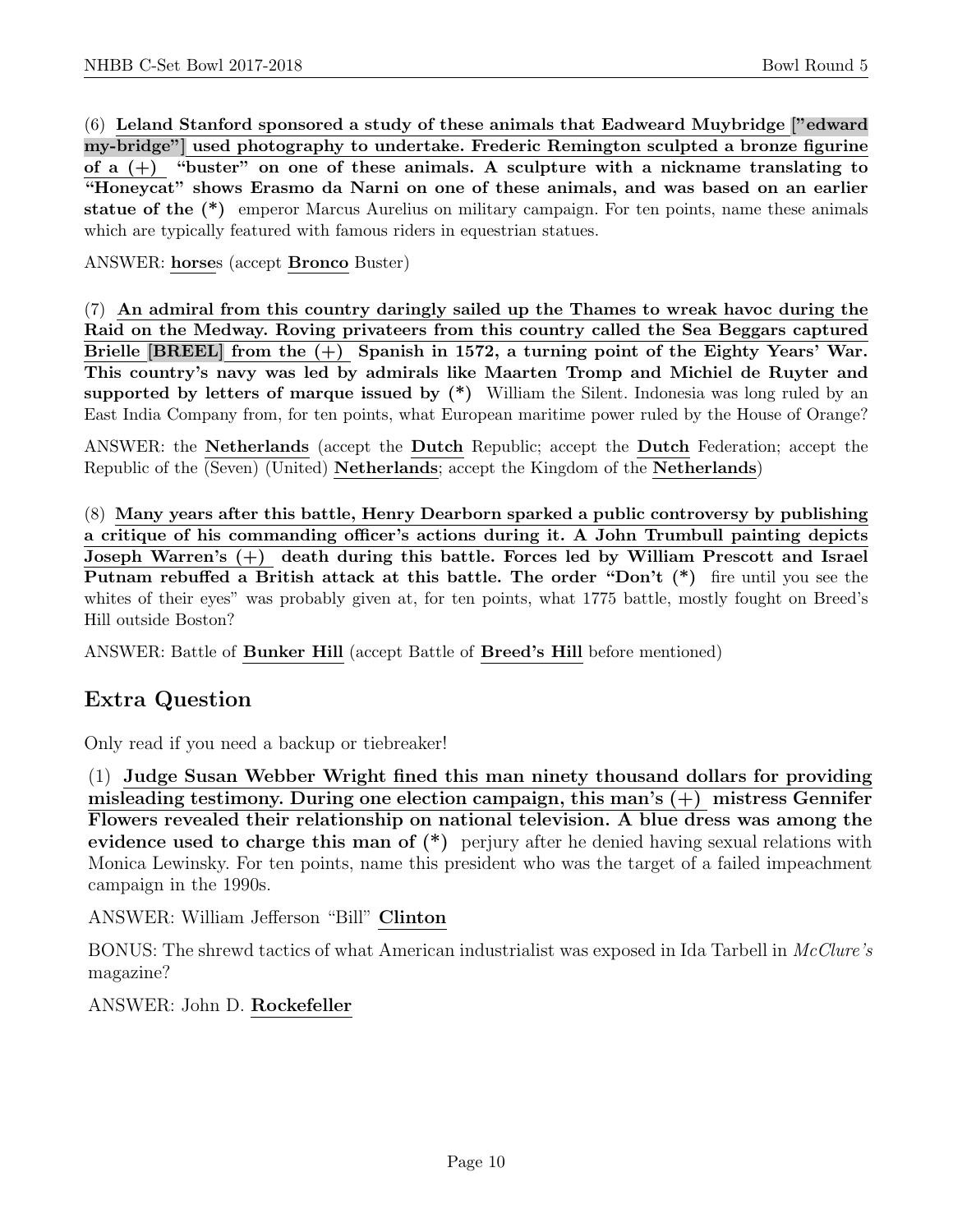(6) **Leland Stanford sponsored a study of these animals that Eadweard Muybridge ["edward my-bridge"] used photography to undertake. Frederic Remington sculpted a bronze figurine of a (+) "buster" on one of these animals. A sculpture with a nickname translating to "Honeycat" shows Erasmo da Narni on one of these animals, and was based on an earlier statue of the (*)** emperor Marcus Aurelius on military campaign. For ten points, name these animals which are typically featured with famous riders in equestrian statues.

ANSWER: **horse**s (accept **Bronco** Buster)

(7) **An admiral from this country daringly sailed up the Thames to wreak havoc during the Raid on the Medway. Roving privateers from this country called the Sea Beggars captured Brielle [BREEL] from the (+) Spanish in 1572, a turning point of the Eighty Years' War. This country's navy was led by admirals like Maarten Tromp and Michiel de Ruyter and supported by letters of marque issued by (*)** William the Silent. Indonesia was long ruled by an East India Company from, for ten points, what European maritime power ruled by the House of Orange?

ANSWER: the **Netherlands** (accept the **Dutch** Republic; accept the **Dutch** Federation; accept the Republic of the (Seven) (United) **Netherlands**; accept the Kingdom of the **Netherlands**)

(8) **Many years after this battle, Henry Dearborn sparked a public controversy by publishing a critique of his commanding officer's actions during it. A John Trumbull painting depicts Joseph Warren's (+) death during this battle. Forces led by William Prescott and Israel Putnam rebuffed a British attack at this battle. The order "Don't (*)** fire until you see the whites of their eyes" was probably given at, for ten points, what 1775 battle, mostly fought on Breed's Hill outside Boston?

ANSWER: Battle of **Bunker Hill** (accept Battle of **Breed's Hill** before mentioned)

## Extra Question

Only read if you need a backup or tiebreaker!

(1) **Judge Susan Webber Wright fined this man ninety thousand dollars for providing misleading testimony. During one election campaign, this man's (+) mistress Gennifer Flowers revealed their relationship on national television. A blue dress was among the evidence used to charge this man of (*)** perjury after he denied having sexual relations with Monica Lewinsky. For ten points, name this president who was the target of a failed impeachment campaign in the 1990s.

ANSWER: William Jefferson "Bill" **Clinton**

BONUS: The shrewd tactics of what American industrialist was exposed in Ida Tarbell in *McClure's* magazine?

ANSWER: John D. **Rockefeller**